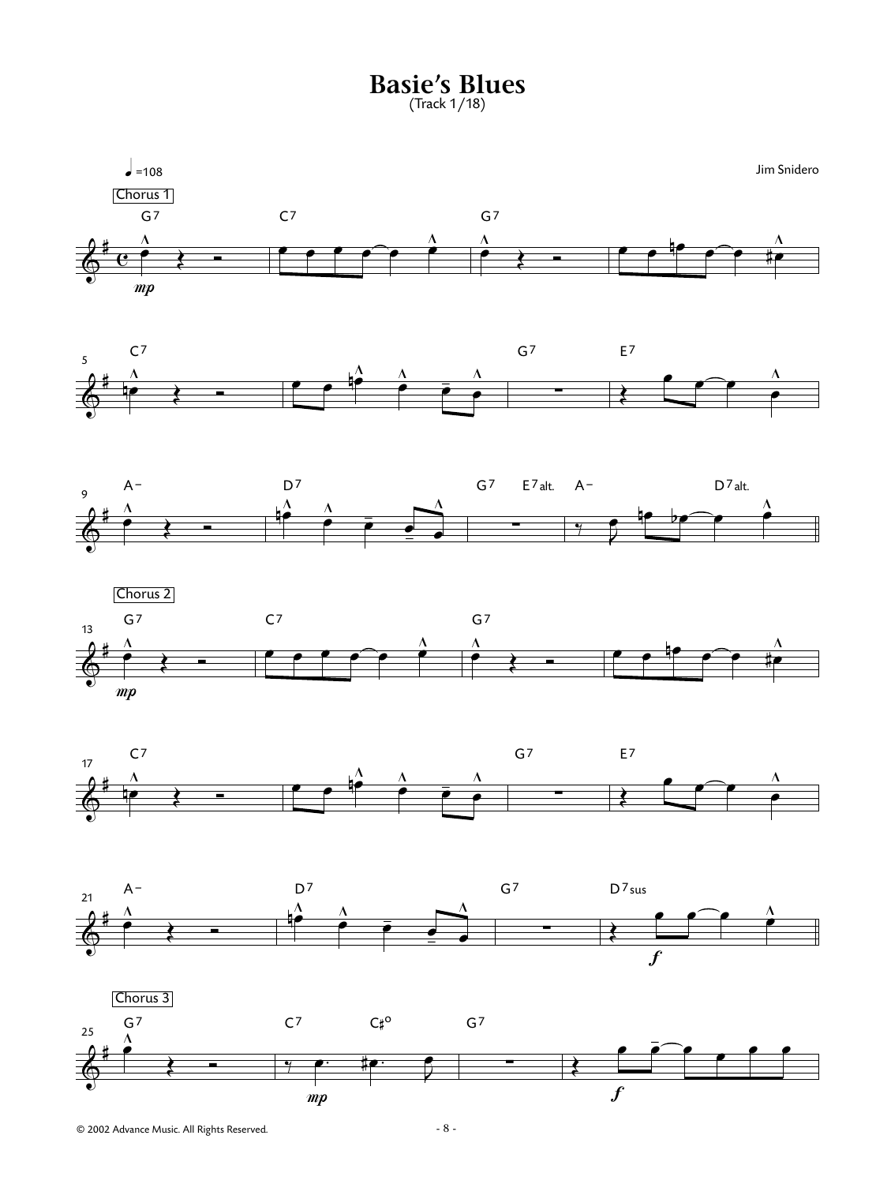# Basie's Blues

(Track 1/18)

Jim Snidero

© 2002 Advance Music. All Rights Reserved.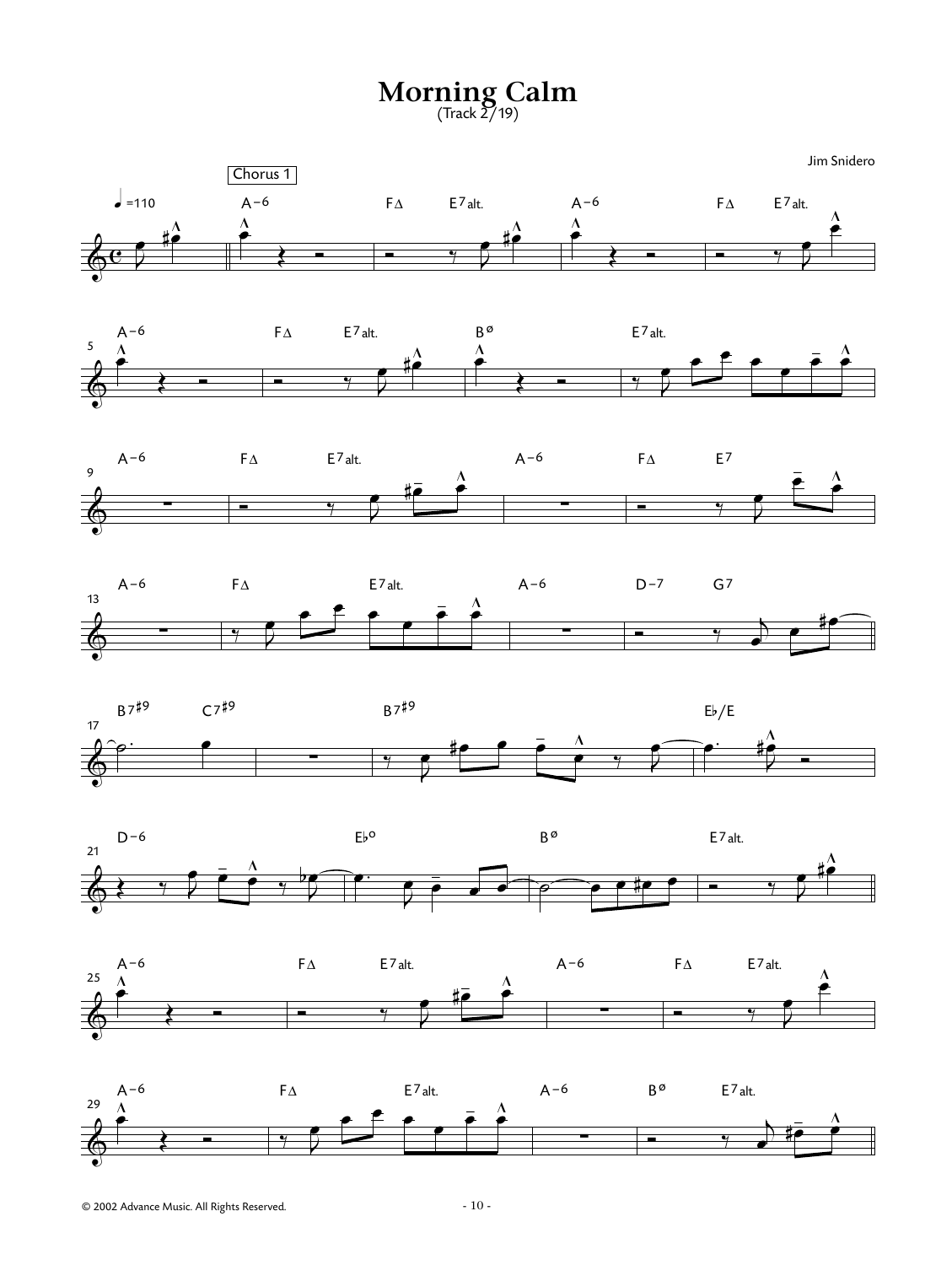# Morning Calm

(Track 2/19)

Jim Snidero

Chorus 1

♩=110

A−6 FΔ E7alt. A−6 FΔ E7alt.

A−6 FΔ E7alt. Bø E7alt.

A−6 FΔ E7alt. A−6 FΔ E7

A−6 FΔ E7alt. A−6 D−7 G7

B7♯9 C7♯9 B7♯9 E♭/E

D−6 E♭o Bø E7alt.

A−6 FΔ E7alt. A−6 FΔ E7alt.

A−6 FΔ E7alt. A−6 Bø E7alt.

© 2002 Advance Music. All Rights Reserved.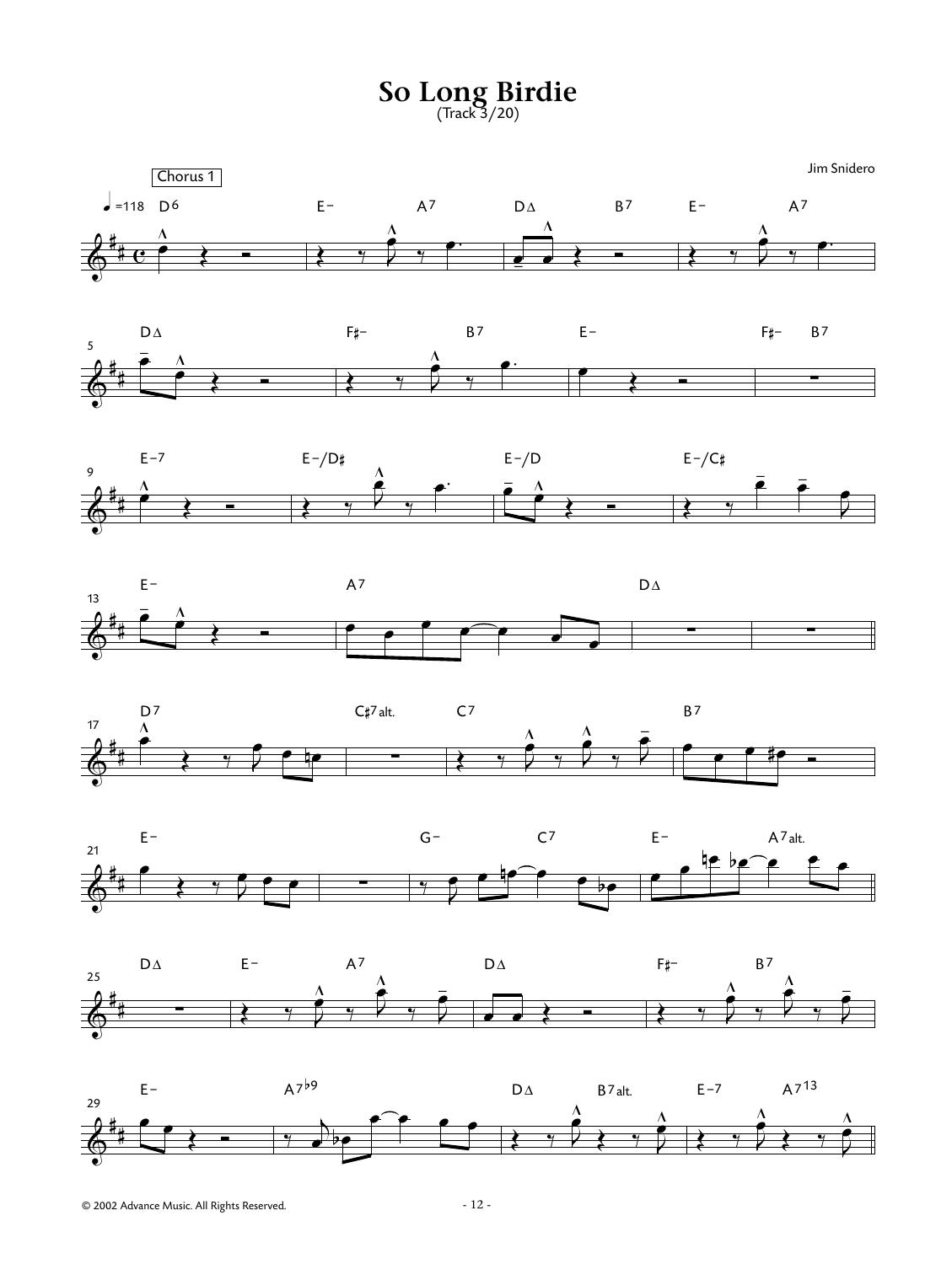# So Long Birdie

(Track 3/20)

Jim Snidero

Chorus 1

© 2002 Advance Music. All Rights Reserved.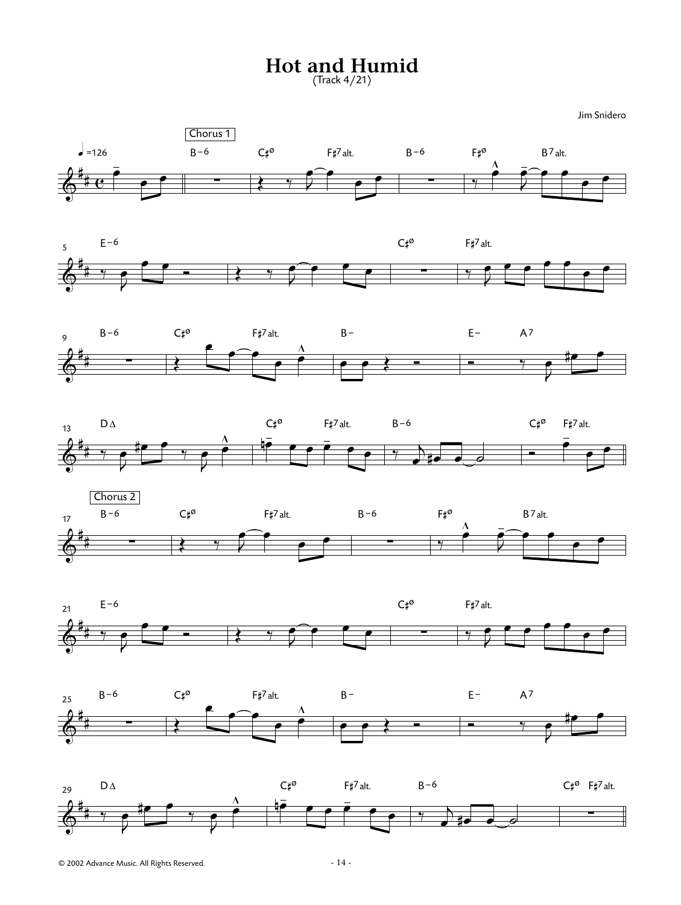# Hot and Humid

(Track 4/21)

Jim Snidero

© 2002 Advance Music. All Rights Reserved.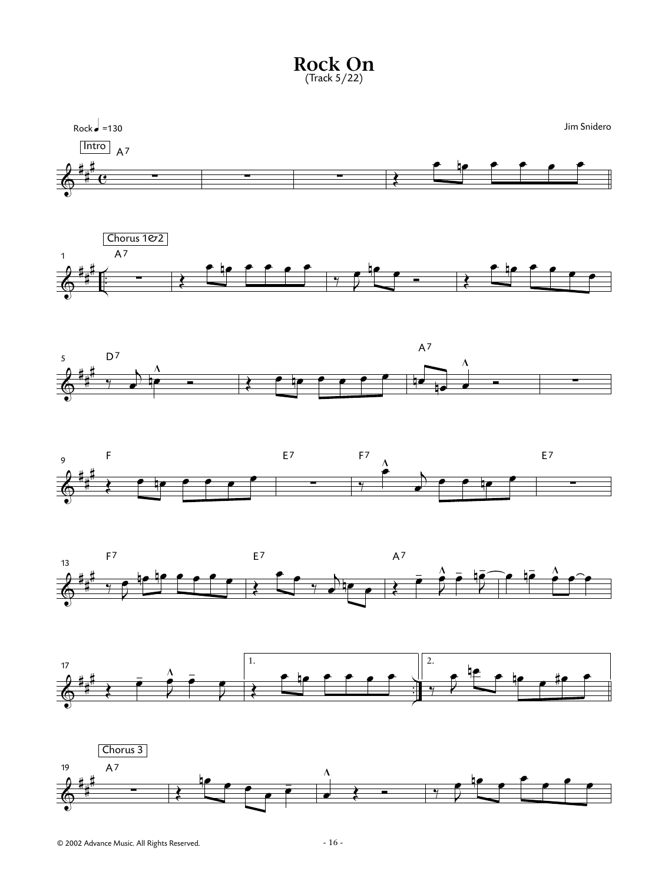# Rock On

(Track 5/22)

Rock ♩ =130

Jim Snidero

Intro A7

Chorus 1&2 A7

D7 A7

F E7 F7 E7

F7 E7 A7

1. 2.

Chorus 3 A7

© 2002 Advance Music. All Rights Reserved.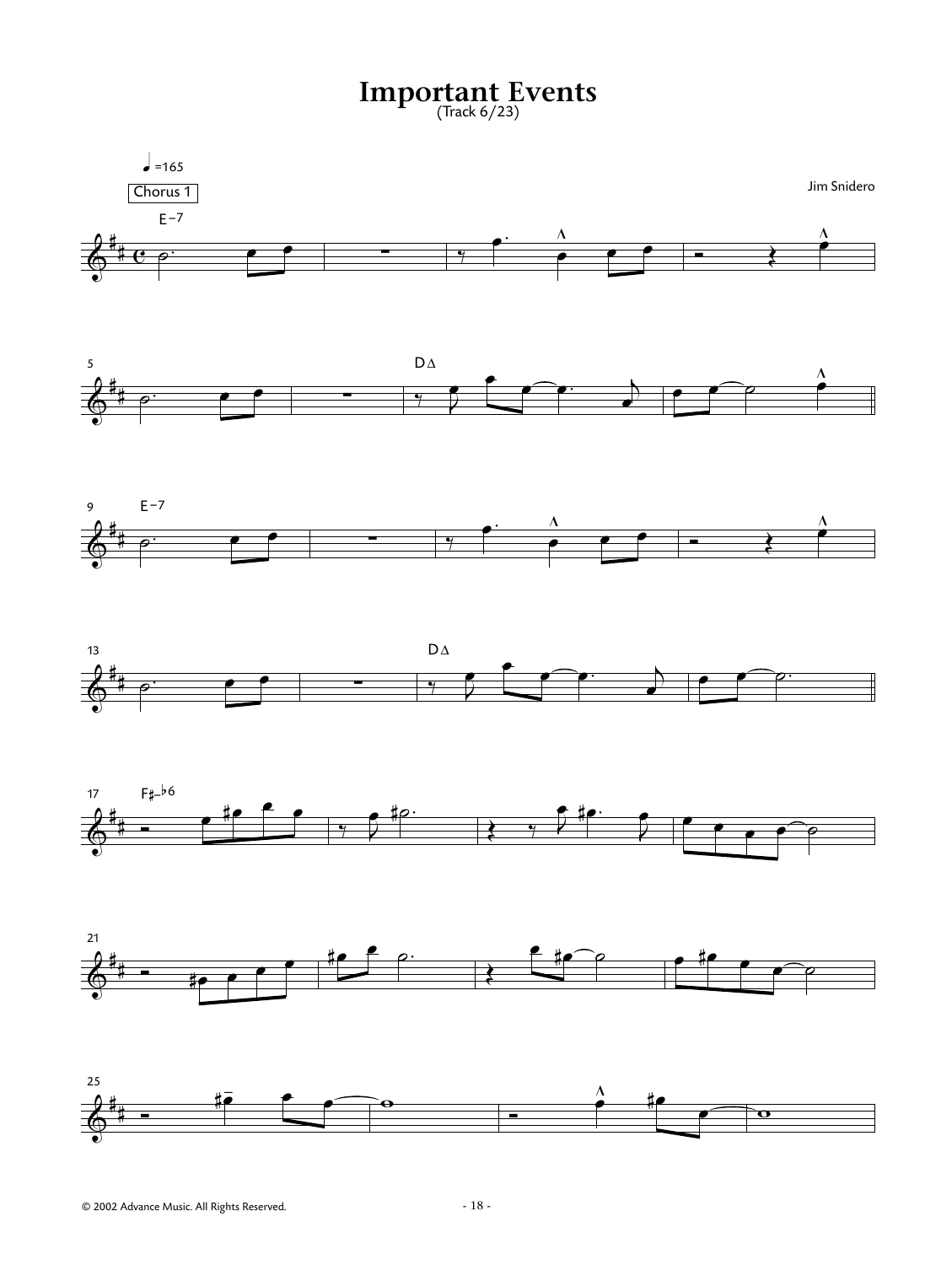# Important Events

(Track 6/23)

♩=165

Chorus 1

Jim Snidero

E−7

DΔ

E−7

DΔ

F♯−♭6

© 2002 Advance Music. All Rights Reserved.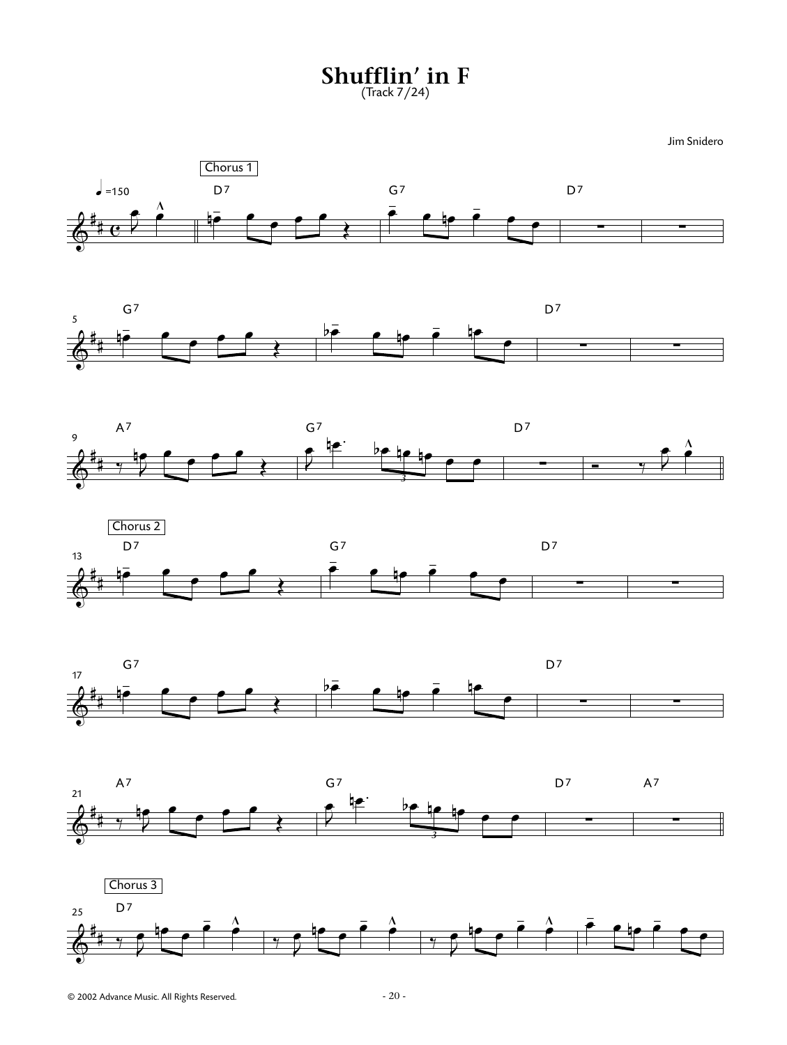# Shufflin' in F

(Track 7/24)

Jim Snidero

♩=150

Chorus 1

D7 | G7 | D7

G7 | | D7

A7 | G7 | D7

Chorus 2

D7 | G7 | D7

G7 | | D7

A7 | G7 | D7 | A7

Chorus 3

D7

© 2002 Advance Music. All Rights Reserved.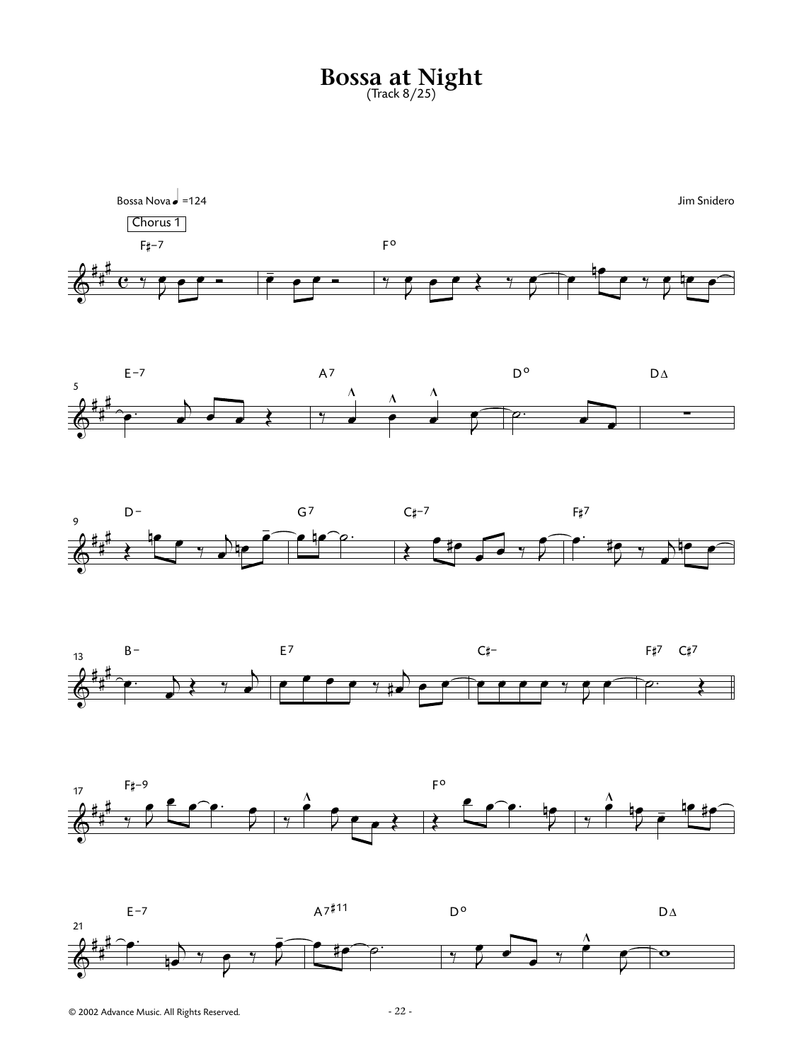# Bossa at Night

(Track 8/25)

Bossa Nova ♩ =124

Jim Snidero

Chorus 1

F♯–7 F° E–7 A7 D° D∆ D– G7 C♯–7 F♯7 B– E7 C♯– F♯7 C♯7 F♯–9 F° E–7 A7♯11 D° D∆

© 2002 Advance Music. All Rights Reserved.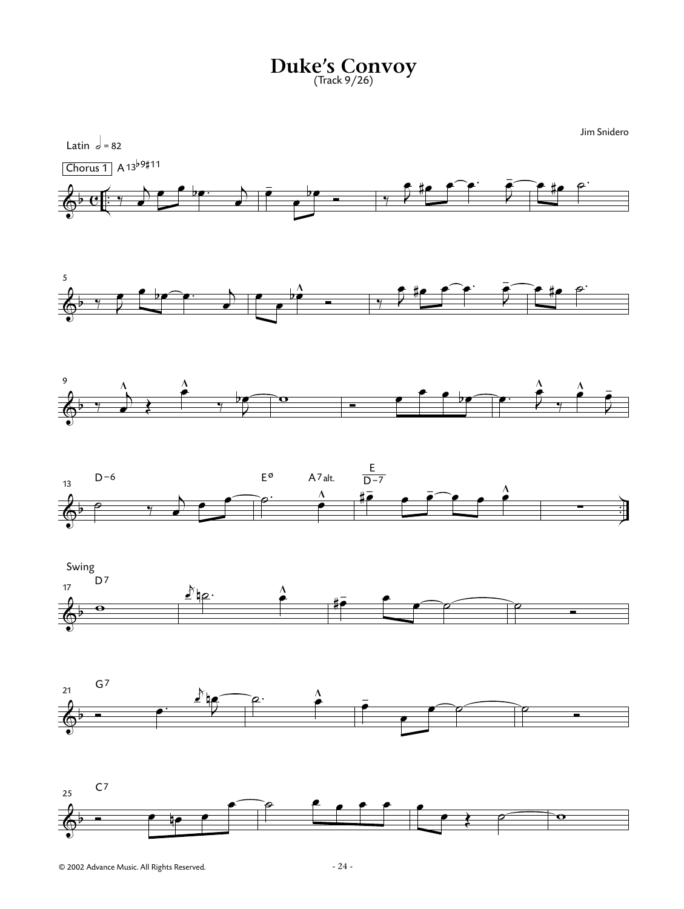# Duke's Convoy

(Track 9/26)

Jim Snidero

Latin 𝅗𝅥 = 82

Chorus 1 A13♭9♯11

D–6 Eø A7alt. E/D–7

Swing

D7

G7

C7

© 2002 Advance Music. All Rights Reserved.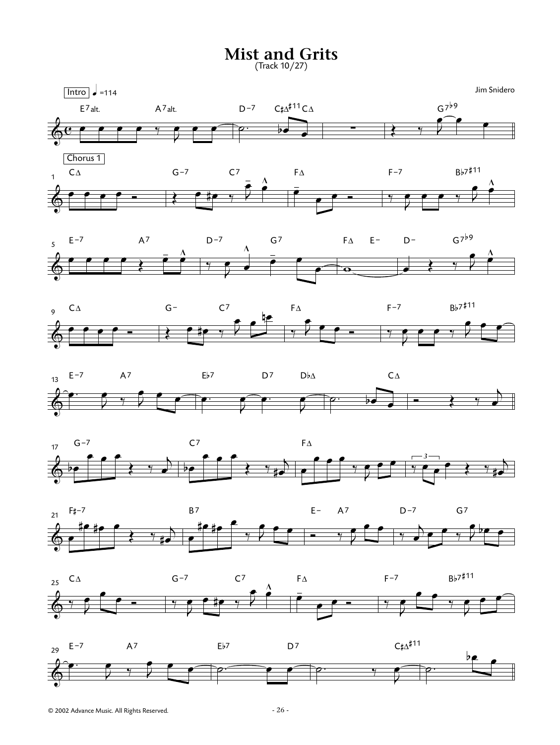# Mist and Grits

(Track 10/27)

Jim Snidero

Intro ♩=114

E7alt. A7alt. D–7 C♯Δ♯11 CΔ G7♭9

Chorus 1

CΔ G–7 C7 FΔ F–7 B♭7♯11

E–7 A7 D–7 G7 FΔ E– D– G7♭9

CΔ G– C7 FΔ F–7 B♭7♯11

E–7 A7 E♭7 D7 D♭Δ CΔ

G–7 C7 FΔ

F♯–7 B7 E– A7 D–7 G7

CΔ G–7 C7 FΔ F–7 B♭7♯11

E–7 A7 E♭7 D7 C♯Δ♯11

© 2002 Advance Music. All Rights Reserved.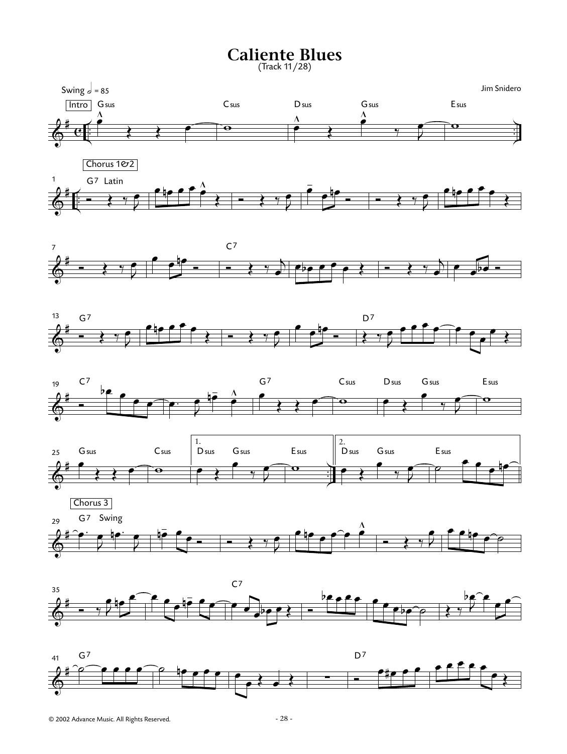# Caliente Blues

(Track 11/28)

Swing 𝅗𝅥 = 85

Jim Snidero

Intro — Gsus, Csus, Dsus, Gsus, Esus

Chorus 1&2

1 G7 Latin

7 C7

13 G7 D7

19 C7 G7 Csus Dsus Gsus Esus

25 Gsus Csus | 1. Dsus Gsus Esus | 2. Dsus Gsus Esus

Chorus 3

29 G7 Swing

35 C7

41 G7 D7

© 2002 Advance Music. All Rights Reserved.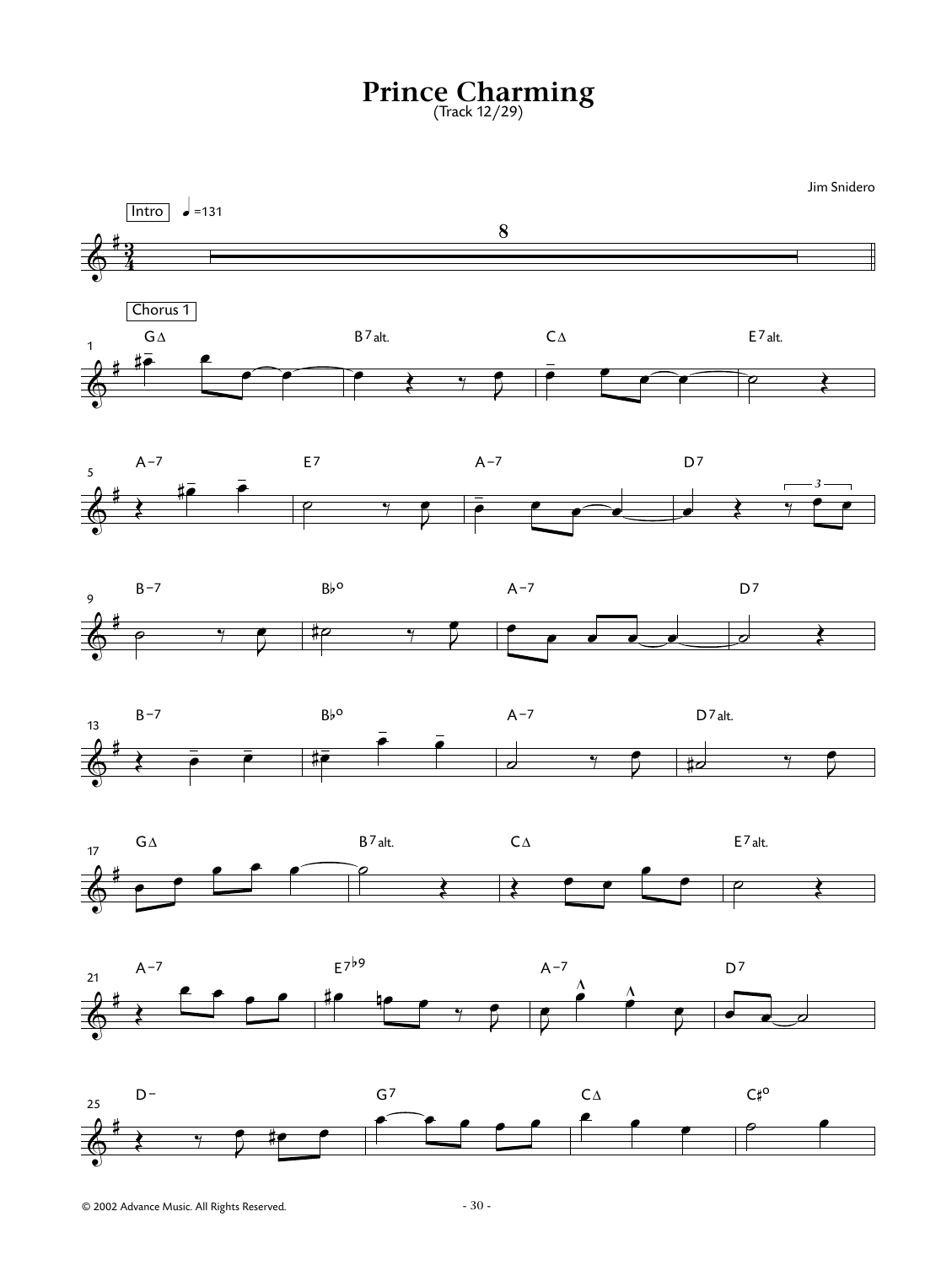# Prince Charming

(Track 12/29)

Jim Snidero

Intro ♩=131

Chorus 1

G∆ B7alt. C∆ E7alt.

A−7 E7 A−7 D7

B−7 B♭° A−7 D7

B−7 B♭° A−7 D7alt.

G∆ B7alt. C∆ E7alt.

A−7 E7♭9 A−7 D7

D− G7 C∆ C♯°

© 2002 Advance Music. All Rights Reserved.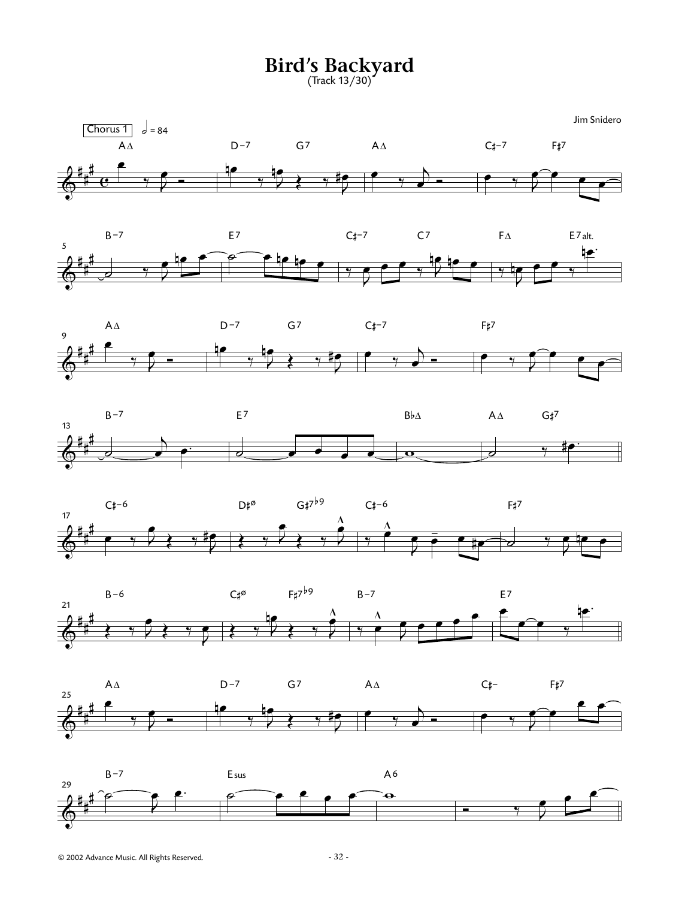# Bird's Backyard

(Track 13/30)

Jim Snidero

Chorus 1 — 𝅗𝅥 = 84

© 2002 Advance Music. All Rights Reserved.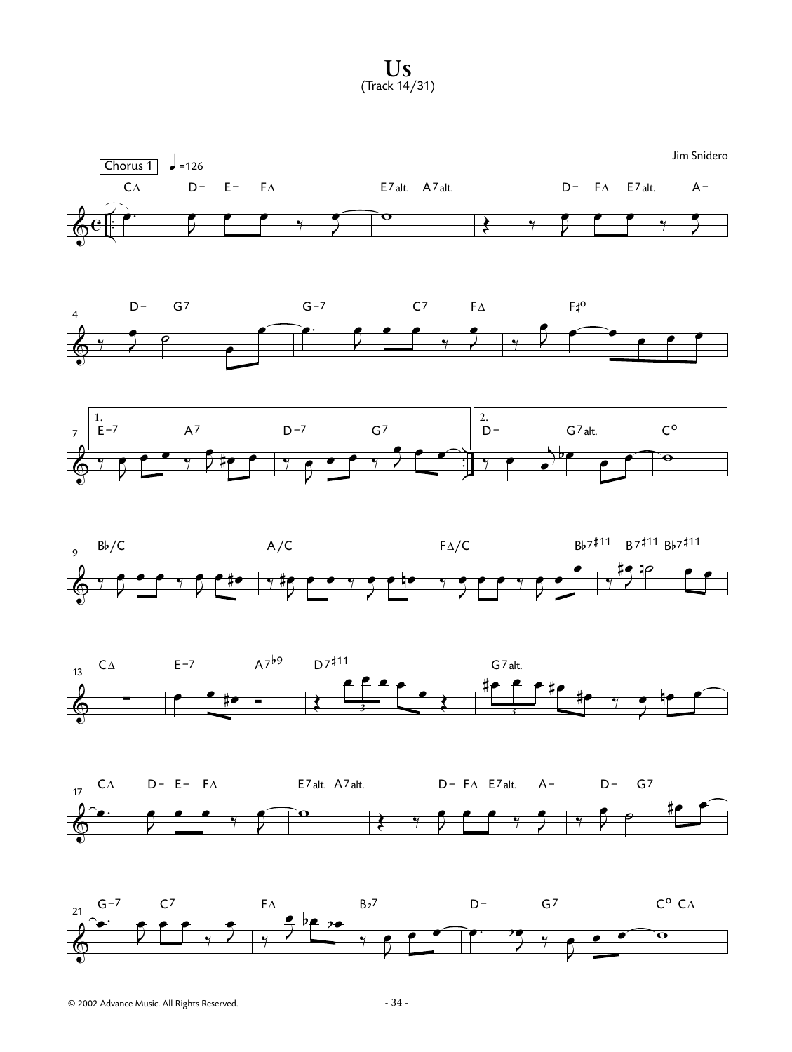# Us

(Track 14/31)

Jim Snidero

Chorus 1 ♩=126

C∆ D− E− F∆ E7alt. A7alt. D− F∆ E7alt. A− D− G7 G−7 C7 F∆ F♯o

1. E−7 A7 D−7 G7

2. D− G7alt. Co

B♭/C A/C F∆/C B♭7♯11 B7♯11 B♭7♯11

C∆ E−7 A7♭9 D7♯11 G7alt.

C∆ D− E− F∆ E7alt. A7alt. D− F∆ E7alt. A− D− G7

G−7 C7 F∆ B♭7 D− G7 Co C∆

© 2002 Advance Music. All Rights Reserved.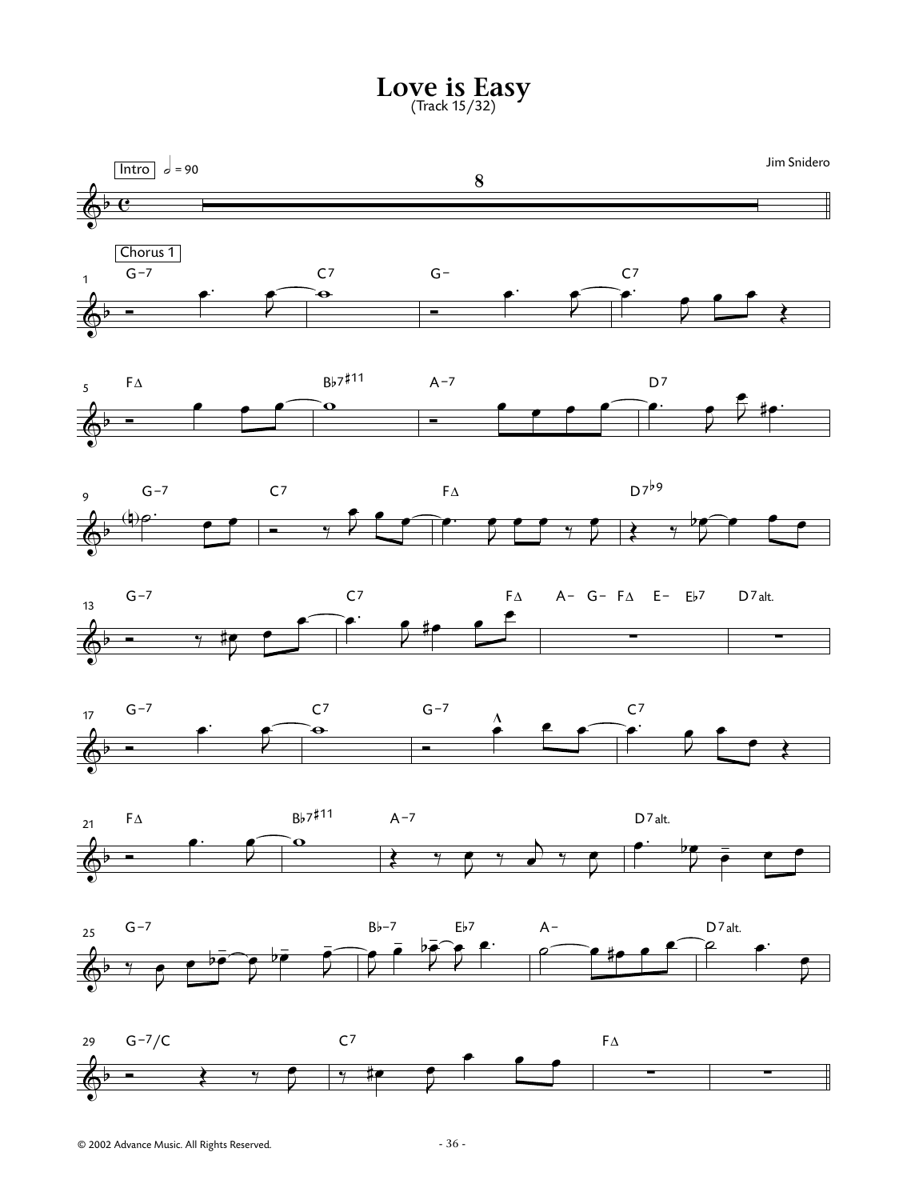# Love is Easy

(Track 15/32)

Jim Snidero

Intro ♩ = 90

Chorus 1

© 2002 Advance Music. All Rights Reserved.